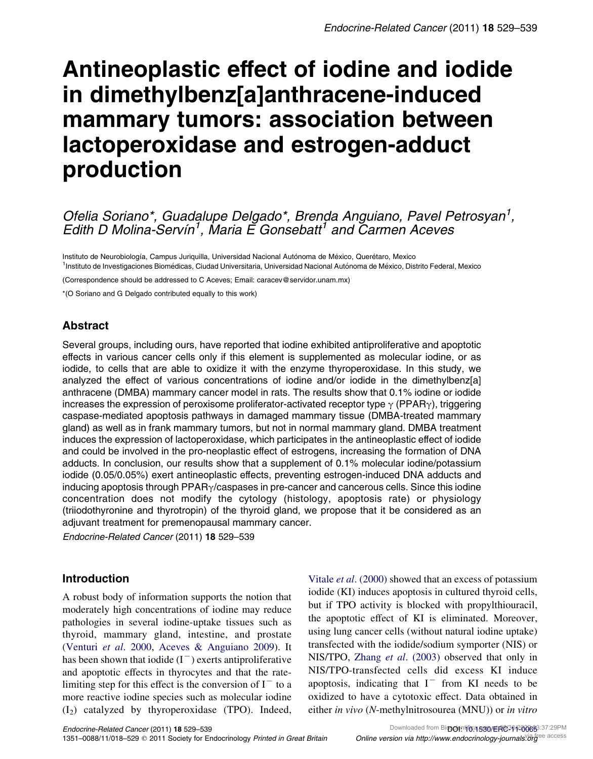# Antineoplastic effect of iodine and iodide in dimethylbenz[a]anthracene-induced mammary tumors: association between lactoperoxidase and estrogen-adduct production

*Ofelia Soriano\*, Guadalupe Delgado\*, Brenda Anguiano, Pavel Petrosyan[1], Edith D Molina-Servín[1], Maria E Gonsebatt[1] and Carmen Aceves*

Instituto de Neurobiología, Campus Juriquilla, Universidad Nacional Autónoma de México, Querétaro, Mexico
[1]Instituto de Investigaciones Biomédicas, Ciudad Universitaria, Universidad Nacional Autónoma de México, Distrito Federal, Mexico

(Correspondence should be addressed to C Aceves; Email: caracev@servidor.unam.mx)

\*(O Soriano and G Delgado contributed equally to this work)

## Abstract

Several groups, including ours, have reported that iodine exhibited antiproliferative and apoptotic effects in various cancer cells only if this element is supplemented as molecular iodine, or as iodide, to cells that are able to oxidize it with the enzyme thyroperoxidase. In this study, we analyzed the effect of various concentrations of iodine and/or iodide in the dimethylbenz[a] anthracene (DMBA) mammary cancer model in rats. The results show that 0.1% iodine or iodide increases the expression of peroxisome proliferator-activated receptor type $\gamma$ (PPAR$\gamma$), triggering caspase-mediated apoptosis pathways in damaged mammary tissue (DMBA-treated mammary gland) as well as in frank mammary tumors, but not in normal mammary gland. DMBA treatment induces the expression of lactoperoxidase, which participates in the antineoplastic effect of iodide and could be involved in the pro-neoplastic effect of estrogens, increasing the formation of DNA adducts. In conclusion, our results show that a supplement of 0.1% molecular iodine/potassium iodide (0.05/0.05%) exert antineoplastic effects, preventing estrogen-induced DNA adducts and inducing apoptosis through PPAR$\gamma$/caspases in pre-cancer and cancerous cells. Since this iodine concentration does not modify the cytology (histology, apoptosis rate) or physiology (triiodothyronine and thyrotropin) of the thyroid gland, we propose that it be considered as an adjuvant treatment for premenopausal mammary cancer.

*Endocrine-Related Cancer* (2011) **18** 529–539

## Introduction

A robust body of information supports the notion that moderately high concentrations of iodine may reduce pathologies in several iodine-uptake tissues such as thyroid, mammary gland, intestine, and prostate (Venturi *et al*. 2000, Aceves & Anguiano 2009). It has been shown that iodide ($I^-$) exerts antiproliferative and apoptotic effects in thyrocytes and that the rate-limiting step for this effect is the conversion of $I^-$ to a more reactive iodine species such as molecular iodine ($I_2$) catalyzed by thyroperoxidase (TPO). Indeed, Vitale *et al*. (2000) showed that an excess of potassium iodide (KI) induces apoptosis in cultured thyroid cells, but if TPO activity is blocked with propylthiouracil, the apoptotic effect of KI is eliminated. Moreover, using lung cancer cells (without natural iodine uptake) transfected with the iodide/sodium symporter (NIS) or NIS/TPO, Zhang *et al*. (2003) observed that only in NIS/TPO-transfected cells did excess KI induce apoptosis, indicating that $I^-$ from KI needs to be oxidized to have a cytotoxic effect. Data obtained in either *in vivo* (*N*-methylnitrosourea (MNU)) or *in vitro*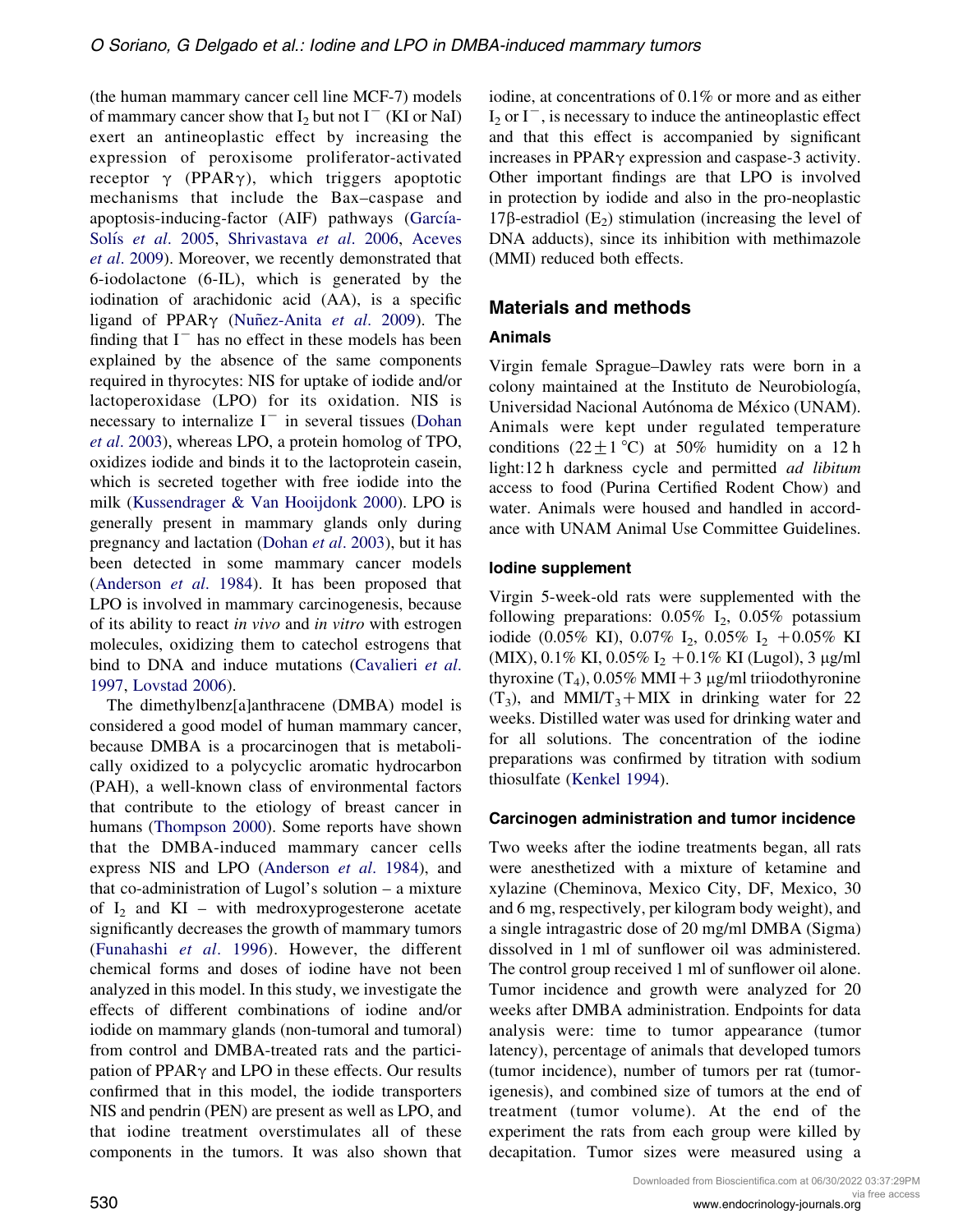(the human mammary cancer cell line MCF-7) models of mammary cancer show that $I_2$ but not $I^-$ (KI or NaI) exert an antineoplastic effect by increasing the expression of peroxisome proliferator-activated receptor $\gamma$ (PPAR$\gamma$), which triggers apoptotic mechanisms that include the Bax–caspase and apoptosis-inducing-factor (AIF) pathways (García-Solís *et al*. 2005, Shrivastava *et al*. 2006, Aceves *et al*. 2009). Moreover, we recently demonstrated that 6-iodolactone (6-IL), which is generated by the iodination of arachidonic acid (AA), is a specific ligand of PPAR$\gamma$ (Nuñez-Anita *et al*. 2009). The finding that $I^-$ has no effect in these models has been explained by the absence of the same components required in thyrocytes: NIS for uptake of iodide and/or lactoperoxidase (LPO) for its oxidation. NIS is necessary to internalize $I^-$ in several tissues (Dohan *et al*. 2003), whereas LPO, a protein homolog of TPO, oxidizes iodide and binds it to the lactoprotein casein, which is secreted together with free iodide into the milk (Kussendrager & Van Hooijdonk 2000). LPO is generally present in mammary glands only during pregnancy and lactation (Dohan *et al*. 2003), but it has been detected in some mammary cancer models (Anderson *et al*. 1984). It has been proposed that LPO is involved in mammary carcinogenesis, because of its ability to react *in vivo* and *in vitro* with estrogen molecules, oxidizing them to catechol estrogens that bind to DNA and induce mutations (Cavalieri *et al*. 1997, Lovstad 2006).

The dimethylbenz[a]anthracene (DMBA) model is considered a good model of human mammary cancer, because DMBA is a procarcinogen that is metabolically oxidized to a polycyclic aromatic hydrocarbon (PAH), a well-known class of environmental factors that contribute to the etiology of breast cancer in humans (Thompson 2000). Some reports have shown that the DMBA-induced mammary cancer cells express NIS and LPO (Anderson *et al*. 1984), and that co-administration of Lugol's solution – a mixture of $I_2$ and KI – with medroxyprogesterone acetate significantly decreases the growth of mammary tumors (Funahashi *et al*. 1996). However, the different chemical forms and doses of iodine have not been analyzed in this model. In this study, we investigate the effects of different combinations of iodine and/or iodide on mammary glands (non-tumoral and tumoral) from control and DMBA-treated rats and the participation of PPAR$\gamma$ and LPO in these effects. Our results confirmed that in this model, the iodide transporters NIS and pendrin (PEN) are present as well as LPO, and that iodine treatment overstimulates all of these components in the tumors. It was also shown that iodine, at concentrations of 0.1% or more and as either $I_2$ or $I^-$, is necessary to induce the antineoplastic effect and that this effect is accompanied by significant increases in PPAR$\gamma$ expression and caspase-3 activity. Other important findings are that LPO is involved in protection by iodide and also in the pro-neoplastic 17$\beta$-estradiol ($E_2$) stimulation (increasing the level of DNA adducts), since its inhibition with methimazole (MMI) reduced both effects.

## Materials and methods

### Animals

Virgin female Sprague–Dawley rats were born in a colony maintained at the Instituto de Neurobiología, Universidad Nacional Autónoma de México (UNAM). Animals were kept under regulated temperature conditions ($22 \pm 1$ °C) at 50% humidity on a 12 h light:12 h darkness cycle and permitted *ad libitum* access to food (Purina Certified Rodent Chow) and water. Animals were housed and handled in accordance with UNAM Animal Use Committee Guidelines.

### Iodine supplement

Virgin 5-week-old rats were supplemented with the following preparations: 0.05% $I_2$, 0.05% potassium iodide (0.05% KI), 0.07% $I_2$, 0.05% $I_2$ + 0.05% KI (MIX), 0.1% KI, 0.05% $I_2$ + 0.1% KI (Lugol), 3 μg/ml thyroxine ($T_4$), 0.05% MMI + 3 μg/ml triiodothyronine ($T_3$), and MMI/$T_3$ + MIX in drinking water for 22 weeks. Distilled water was used for drinking water and for all solutions. The concentration of the iodine preparations was confirmed by titration with sodium thiosulfate (Kenkel 1994).

### Carcinogen administration and tumor incidence

Two weeks after the iodine treatments began, all rats were anesthetized with a mixture of ketamine and xylazine (Cheminova, Mexico City, DF, Mexico, 30 and 6 mg, respectively, per kilogram body weight), and a single intragastric dose of 20 mg/ml DMBA (Sigma) dissolved in 1 ml of sunflower oil was administered. The control group received 1 ml of sunflower oil alone. Tumor incidence and growth were analyzed for 20 weeks after DMBA administration. Endpoints for data analysis were: time to tumor appearance (tumor latency), percentage of animals that developed tumors (tumor incidence), number of tumors per rat (tumorigenesis), and combined size of tumors at the end of treatment (tumor volume). At the end of the experiment the rats from each group were killed by decapitation. Tumor sizes were measured using a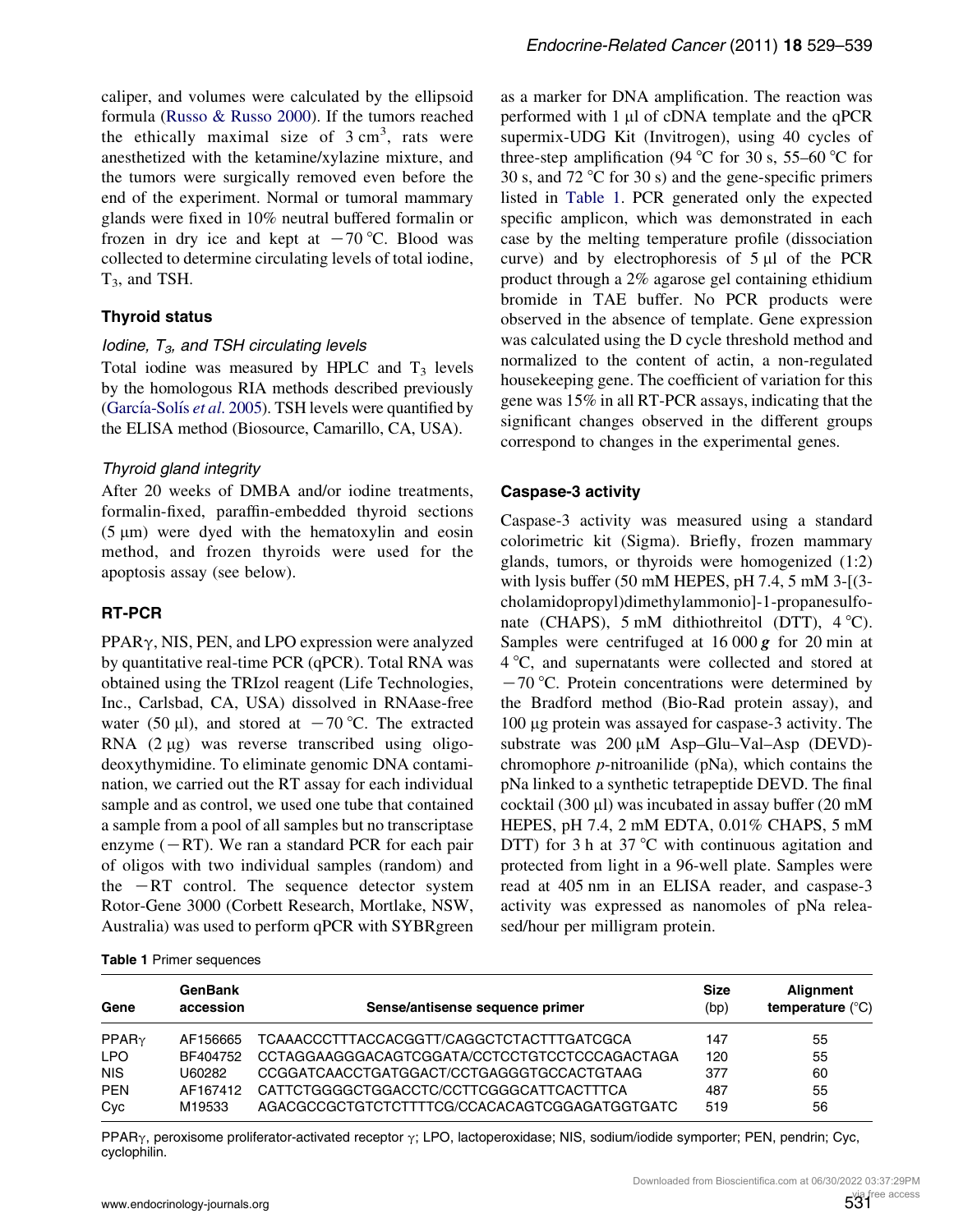caliper, and volumes were calculated by the ellipsoid formula (Russo & Russo 2000). If the tumors reached the ethically maximal size of 3 $cm^3$, rats were anesthetized with the ketamine/xylazine mixture, and the tumors were surgically removed even before the end of the experiment. Normal or tumoral mammary glands were fixed in 10% neutral buffered formalin or frozen in dry ice and kept at −70 °C. Blood was collected to determine circulating levels of total iodine, $T_3$, and TSH.

### Thyroid status

#### *Iodine, $T_3$, and TSH circulating levels*

Total iodine was measured by HPLC and $T_3$ levels by the homologous RIA methods described previously (García-Solís *et al.* 2005). TSH levels were quantified by the ELISA method (Biosource, Camarillo, CA, USA).

#### *Thyroid gland integrity*

After 20 weeks of DMBA and/or iodine treatments, formalin-fixed, paraffin-embedded thyroid sections (5 μm) were dyed with the hematoxylin and eosin method, and frozen thyroids were used for the apoptosis assay (see below).

### RT-PCR

PPARγ, NIS, PEN, and LPO expression were analyzed by quantitative real-time PCR (qPCR). Total RNA was obtained using the TRIzol reagent (Life Technologies, Inc., Carlsbad, CA, USA) dissolved in RNAase-free water (50 μl), and stored at −70 °C. The extracted RNA (2 μg) was reverse transcribed using oligodeoxythymidine. To eliminate genomic DNA contamination, we carried out the RT assay for each individual sample and as control, we used one tube that contained a sample from a pool of all samples but no transcriptase enzyme (−RT). We ran a standard PCR for each pair of oligos with two individual samples (random) and the −RT control. The sequence detector system Rotor-Gene 3000 (Corbett Research, Mortlake, NSW, Australia) was used to perform qPCR with SYBRgreen as a marker for DNA amplification. The reaction was performed with 1 μl of cDNA template and the qPCR supermix-UDG Kit (Invitrogen), using 40 cycles of three-step amplification (94 °C for 30 s, 55–60 °C for 30 s, and 72 °C for 30 s) and the gene-specific primers listed in Table 1. PCR generated only the expected specific amplicon, which was demonstrated in each case by the melting temperature profile (dissociation curve) and by electrophoresis of 5 μl of the PCR product through a 2% agarose gel containing ethidium bromide in TAE buffer. No PCR products were observed in the absence of template. Gene expression was calculated using the D cycle threshold method and normalized to the content of actin, a non-regulated housekeeping gene. The coefficient of variation for this gene was 15% in all RT-PCR assays, indicating that the significant changes observed in the different groups correspond to changes in the experimental genes.

### Caspase-3 activity

Caspase-3 activity was measured using a standard colorimetric kit (Sigma). Briefly, frozen mammary glands, tumors, or thyroids were homogenized (1:2) with lysis buffer (50 mM HEPES, pH 7.4, 5 mM 3-[(3-cholamidopropyl)dimethylammonio]-1-propanesulfonate (CHAPS), 5 mM dithiothreitol (DTT), 4 °C). Samples were centrifuged at 16 000 ***g*** for 20 min at 4 °C, and supernatants were collected and stored at −70 °C. Protein concentrations were determined by the Bradford method (Bio-Rad protein assay), and 100 μg protein was assayed for caspase-3 activity. The substrate was 200 μM Asp–Glu–Val–Asp (DEVD)-chromophore *p*-nitroanilide (pNa), which contains the pNa linked to a synthetic tetrapeptide DEVD. The final cocktail (300 μl) was incubated in assay buffer (20 mM HEPES, pH 7.4, 2 mM EDTA, 0.01% CHAPS, 5 mM DTT) for 3 h at 37 °C with continuous agitation and protected from light in a 96-well plate. Samples were read at 405 nm in an ELISA reader, and caspase-3 activity was expressed as nanomoles of pNa released/hour per milligram protein.

**Table 1** Primer sequences

| Gene | GenBank accession | Sense/antisense sequence primer | Size (bp) | Alignment temperature (°C) |
|---|---|---|---|---|
| PPARγ | AF156665 | TCAAACCCTTTACCACGGTT/CAGGCTCTACTTTGATCGCA | 147 | 55 |
| LPO | BF404752 | CCTAGGAAGGGACAGTCGGATA/CCTCCTGTCCTCCCAGACTAGA | 120 | 55 |
| NIS | U60282 | CCGGATCAACCTGATGGACT/CCTGAGGGTGCCACTGTAAG | 377 | 60 |
| PEN | AF167412 | CATTCTGGGGCTGGACCTC/CCTTCGGGCATTCACTTTCA | 487 | 55 |
| Cyc | M19533 | AGACGCCGCTGTCTCTTTTCG/CCACACAGTCGGAGATGGTGATC | 519 | 56 |

PPARγ, peroxisome proliferator-activated receptor γ; LPO, lactoperoxidase; NIS, sodium/iodide symporter; PEN, pendrin; Cyc, cyclophilin.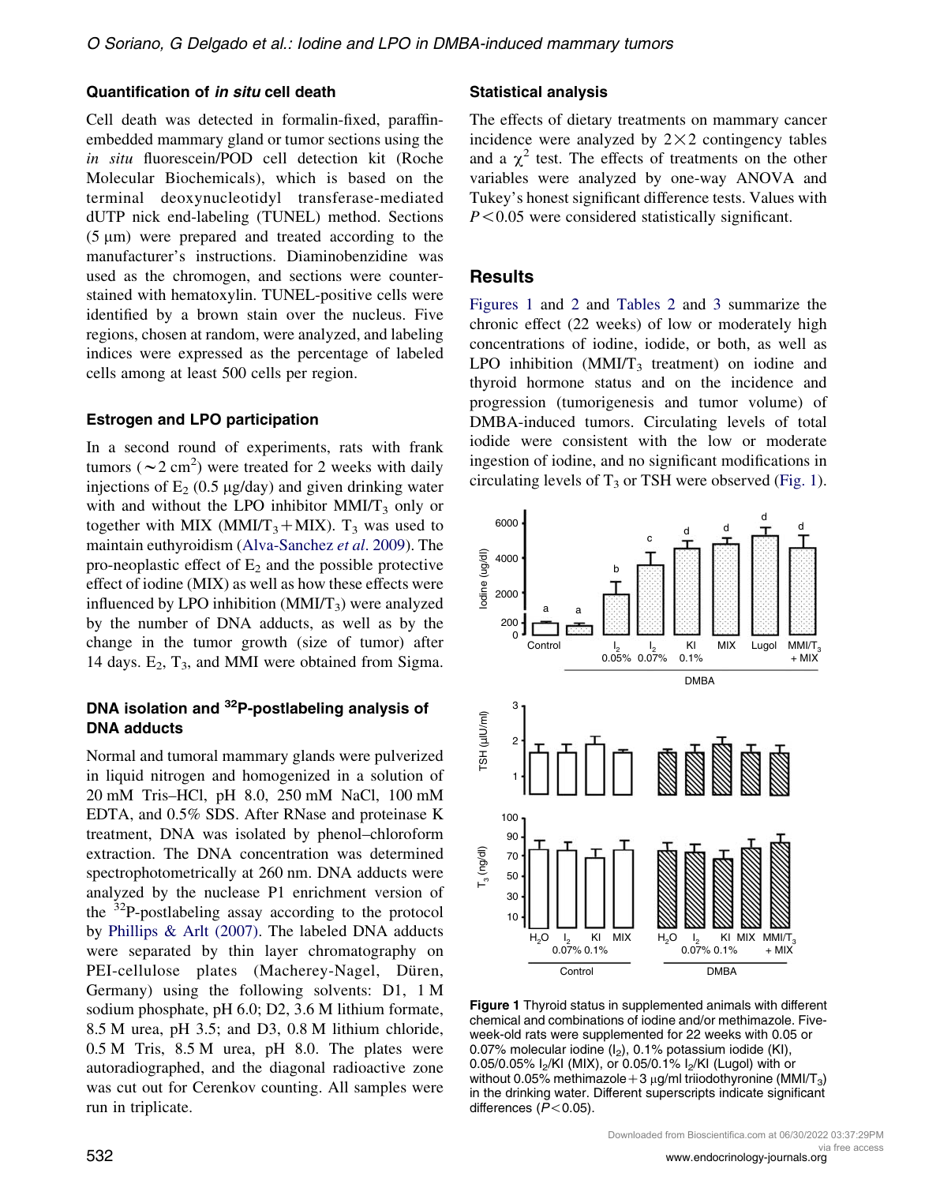### Quantification of *in situ* cell death

Cell death was detected in formalin-fixed, paraffin-embedded mammary gland or tumor sections using the *in situ* fluorescein/POD cell detection kit (Roche Molecular Biochemicals), which is based on the terminal deoxynucleotidyl transferase-mediated dUTP nick end-labeling (TUNEL) method. Sections (5 μm) were prepared and treated according to the manufacturer's instructions. Diaminobenzidine was used as the chromogen, and sections were counterstained with hematoxylin. TUNEL-positive cells were identified by a brown stain over the nucleus. Five regions, chosen at random, were analyzed, and labeling indices were expressed as the percentage of labeled cells among at least 500 cells per region.

### Estrogen and LPO participation

In a second round of experiments, rats with frank tumors ($\sim 2\ cm^2$) were treated for 2 weeks with daily injections of $E_2$ (0.5 μg/day) and given drinking water with and without the LPO inhibitor $MMI/T_3$ only or together with MIX ($MMI/T_3$ + MIX). $T_3$ was used to maintain euthyroidism (Alva-Sanchez *et al*. 2009). The pro-neoplastic effect of $E_2$ and the possible protective effect of iodine (MIX) as well as how these effects were influenced by LPO inhibition ($MMI/T_3$) were analyzed by the number of DNA adducts, as well as by the change in the tumor growth (size of tumor) after 14 days. $E_2$, $T_3$, and MMI were obtained from Sigma.

### DNA isolation and $^{32}$P-postlabeling analysis of DNA adducts

Normal and tumoral mammary glands were pulverized in liquid nitrogen and homogenized in a solution of 20 mM Tris–HCl, pH 8.0, 250 mM NaCl, 100 mM EDTA, and 0.5% SDS. After RNase and proteinase K treatment, DNA was isolated by phenol–chloroform extraction. The DNA concentration was determined spectrophotometrically at 260 nm. DNA adducts were analyzed by the nuclease P1 enrichment version of the $^{32}$P-postlabeling assay according to the protocol by Phillips & Arlt (2007). The labeled DNA adducts were separated by thin layer chromatography on PEI-cellulose plates (Macherey-Nagel, Düren, Germany) using the following solvents: D1, 1 M sodium phosphate, pH 6.0; D2, 3.6 M lithium formate, 8.5 M urea, pH 3.5; and D3, 0.8 M lithium chloride, 0.5 M Tris, 8.5 M urea, pH 8.0. The plates were autoradiographed, and the diagonal radioactive zone was cut out for Cerenkov counting. All samples were run in triplicate.

### Statistical analysis

The effects of dietary treatments on mammary cancer incidence were analyzed by 2×2 contingency tables and a $\chi^2$ test. The effects of treatments on the other variables were analyzed by one-way ANOVA and Tukey's honest significant difference tests. Values with $P<0.05$ were considered statistically significant.

## Results

Figures 1 and 2 and Tables 2 and 3 summarize the chronic effect (22 weeks) of low or moderately high concentrations of iodine, iodide, or both, as well as LPO inhibition ($MMI/T_3$ treatment) on iodine and thyroid hormone status and on the incidence and progression (tumorigenesis and tumor volume) of DMBA-induced tumors. Circulating levels of total iodide were consistent with the low or moderate ingestion of iodine, and no significant modifications in circulating levels of $T_3$ or TSH were observed (Fig. 1).

**Figure 1** Thyroid status in supplemented animals with different chemical and combinations of iodine and/or methimazole. Five-week-old rats were supplemented for 22 weeks with 0.05 or 0.07% molecular iodine ($I_2$), 0.1% potassium iodide (KI), 0.05/0.05% $I_2$/KI (MIX), or 0.05/0.1% $I_2$/KI (Lugol) with or without 0.05% methimazole + 3 μg/ml triiodothyronine ($MMI/T_3$) in the drinking water. Different superscripts indicate significant differences ($P<0.05$).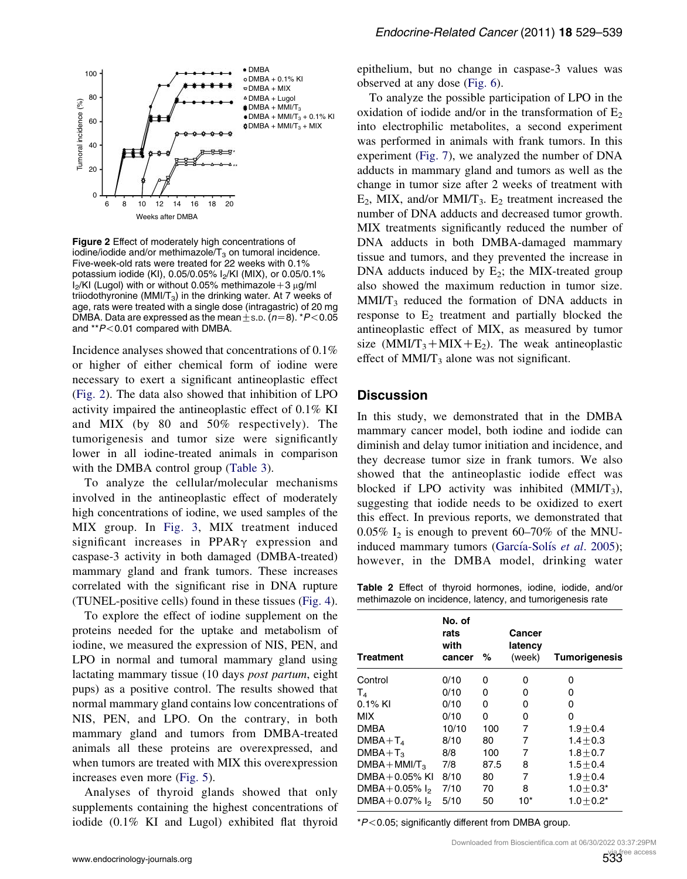**Figure 2** Effect of moderately high concentrations of iodine/iodide and/or methimazole/$T_3$ on tumoral incidence. Five-week-old rats were treated for 22 weeks with 0.1% potassium iodide (KI), 0.05/0.05% $I_2$/KI (MIX), or 0.05/0.1% $I_2$/KI (Lugol) with or without 0.05% methimazole+3 μg/ml triiodothyronine ($MMI/T_3$) in the drinking water. At 7 weeks of age, rats were treated with a single dose (intragastric) of 20 mg DMBA. Data are expressed as the mean±S.D. ($n=8$). \*$P<0.05$ and \*\*$P<0.01$ compared with DMBA.

Incidence analyses showed that concentrations of 0.1% or higher of either chemical form of iodine were necessary to exert a significant antineoplastic effect (Fig. 2). The data also showed that inhibition of LPO activity impaired the antineoplastic effect of 0.1% KI and MIX (by 80 and 50% respectively). The tumorigenesis and tumor size were significantly lower in all iodine-treated animals in comparison with the DMBA control group (Table 3).

To analyze the cellular/molecular mechanisms involved in the antineoplastic effect of moderately high concentrations of iodine, we used samples of the MIX group. In Fig. 3, MIX treatment induced significant increases in PPARγ expression and caspase-3 activity in both damaged (DMBA-treated) mammary gland and frank tumors. These increases correlated with the significant rise in DNA rupture (TUNEL-positive cells) found in these tissues (Fig. 4).

To explore the effect of iodine supplement on the proteins needed for the uptake and metabolism of iodine, we measured the expression of NIS, PEN, and LPO in normal and tumoral mammary gland using lactating mammary tissue (10 days *post partum*, eight pups) as a positive control. The results showed that normal mammary gland contains low concentrations of NIS, PEN, and LPO. On the contrary, in both mammary gland and tumors from DMBA-treated animals all these proteins are overexpressed, and when tumors are treated with MIX this overexpression increases even more (Fig. 5).

Analyses of thyroid glands showed that only supplements containing the highest concentrations of iodide (0.1% KI and Lugol) exhibited flat thyroid epithelium, but no change in caspase-3 values was observed at any dose (Fig. 6).

To analyze the possible participation of LPO in the oxidation of iodide and/or in the transformation of $E_2$ into electrophilic metabolites, a second experiment was performed in animals with frank tumors. In this experiment (Fig. 7), we analyzed the number of DNA adducts in mammary gland and tumors as well as the change in tumor size after 2 weeks of treatment with $E_2$, MIX, and/or $MMI/T_3$. $E_2$ treatment increased the number of DNA adducts and decreased tumor growth. MIX treatments significantly reduced the number of DNA adducts in both DMBA-damaged mammary tissue and tumors, and they prevented the increase in DNA adducts induced by $E_2$; the MIX-treated group also showed the maximum reduction in tumor size. $MMI/T_3$ reduced the formation of DNA adducts in response to $E_2$ treatment and partially blocked the antineoplastic effect of MIX, as measured by tumor size ($MMI/T_3$+MIX+$E_2$). The weak antineoplastic effect of $MMI/T_3$ alone was not significant.

## Discussion

In this study, we demonstrated that in the DMBA mammary cancer model, both iodine and iodide can diminish and delay tumor initiation and incidence, and they decrease tumor size in frank tumors. We also showed that the antineoplastic iodide effect was blocked if LPO activity was inhibited ($MMI/T_3$), suggesting that iodide needs to be oxidized to exert this effect. In previous reports, we demonstrated that 0.05% $I_2$ is enough to prevent 60–70% of the MNU-induced mammary tumors (García-Solís *et al*. 2005); however, in the DMBA model, drinking water

**Table 2** Effect of thyroid hormones, iodine, iodide, and/or methimazole on incidence, latency, and tumorigenesis rate

| Treatment | No. of rats with cancer | % | Cancer latency (week) | Tumorigenesis |
|---|---|---|---|---|
| Control | 0/10 | 0 | 0 | 0 |
| $T_4$ | 0/10 | 0 | 0 | 0 |
| 0.1% KI | 0/10 | 0 | 0 | 0 |
| MIX | 0/10 | 0 | 0 | 0 |
| DMBA | 10/10 | 100 | 7 | 1.9±0.4 |
| DMBA+$T_4$ | 8/10 | 80 | 7 | 1.4±0.3 |
| DMBA+$T_3$ | 8/8 | 100 | 7 | 1.8±0.7 |
| DMBA+$MMI/T_3$ | 7/8 | 87.5 | 8 | 1.5±0.4 |
| DMBA+0.05% KI | 8/10 | 80 | 7 | 1.9±0.4 |
| DMBA+0.05% $I_2$ | 7/10 | 70 | 8 | 1.0±0.3\* |
| DMBA+0.07% $I_2$ | 5/10 | 50 | 10\* | 1.0±0.2\* |

\*$P<0.05$; significantly different from DMBA group.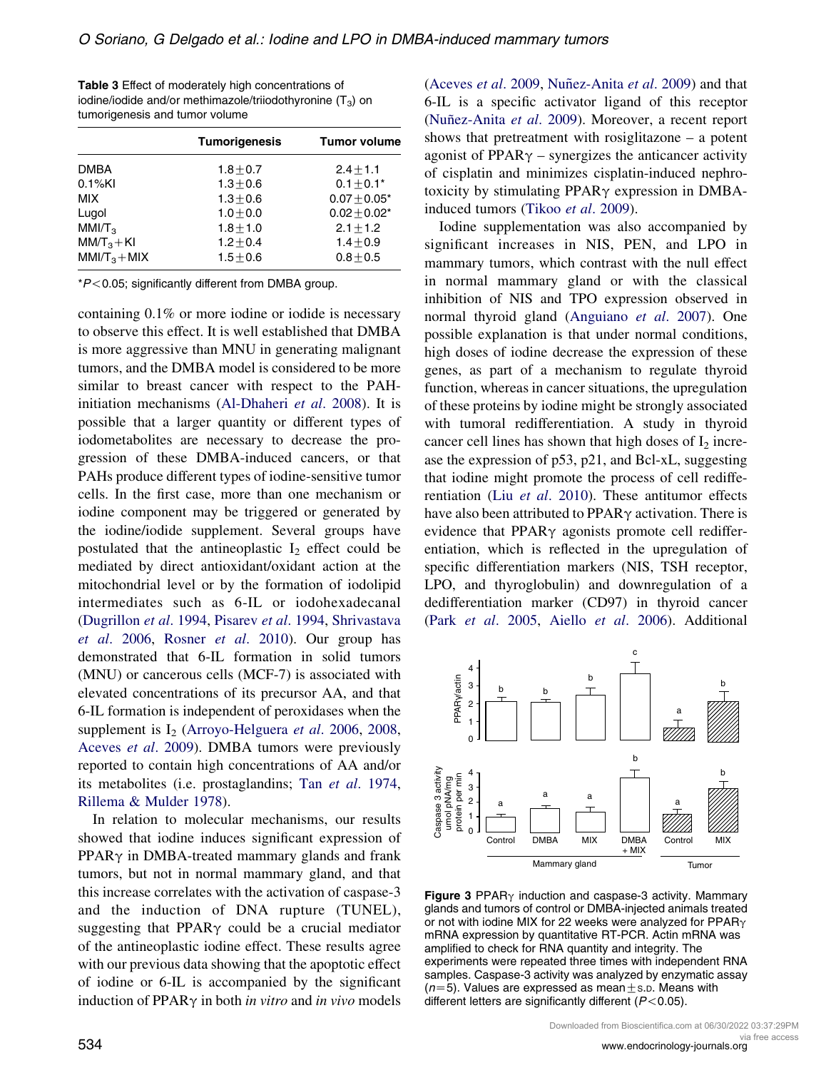**Table 3** Effect of moderately high concentrations of iodine/iodide and/or methimazole/triiodothyronine ($T_3$) on tumorigenesis and tumor volume

| | Tumorigenesis | Tumor volume |
|---|---|---|
| DMBA | 1.8±0.7 | 2.4±1.1 |
| 0.1%KI | 1.3±0.6 | 0.1±0.1* |
| MIX | 1.3±0.6 | 0.07±0.05* |
| Lugol | 1.0±0.0 | 0.02±0.02* |
| MMI/$T_3$ | 1.8±1.0 | 2.1±1.2 |
| MM/$T_3$+KI | 1.2±0.4 | 1.4±0.9 |
| MMI/$T_3$+MIX | 1.5±0.6 | 0.8±0.5 |

*$P<0.05$; significantly different from DMBA group.

containing 0.1% or more iodine or iodide is necessary to observe this effect. It is well established that DMBA is more aggressive than MNU in generating malignant tumors, and the DMBA model is considered to be more similar to breast cancer with respect to the PAH-initiation mechanisms (Al-Dhaheri *et al*. 2008). It is possible that a larger quantity or different types of iodometabolites are necessary to decrease the progression of these DMBA-induced cancers, or that PAHs produce different types of iodine-sensitive tumor cells. In the first case, more than one mechanism or iodine component may be triggered or generated by the iodine/iodide supplement. Several groups have postulated that the antineoplastic $I_2$ effect could be mediated by direct antioxidant/oxidant action at the mitochondrial level or by the formation of iodolipid intermediates such as 6-IL or iodohexadecanal (Dugrillon *et al*. 1994, Pisarev *et al*. 1994, Shrivastava *et al*. 2006, Rosner *et al*. 2010). Our group has demonstrated that 6-IL formation in solid tumors (MNU) or cancerous cells (MCF-7) is associated with elevated concentrations of its precursor AA, and that 6-IL formation is independent of peroxidases when the supplement is $I_2$ (Arroyo-Helguera *et al*. 2006, 2008, Aceves *et al*. 2009). DMBA tumors were previously reported to contain high concentrations of AA and/or its metabolites (i.e. prostaglandins; Tan *et al*. 1974, Rillema & Mulder 1978).

In relation to molecular mechanisms, our results showed that iodine induces significant expression of PPARγ in DMBA-treated mammary glands and frank tumors, but not in normal mammary gland, and that this increase correlates with the activation of caspase-3 and the induction of DNA rupture (TUNEL), suggesting that PPARγ could be a crucial mediator of the antineoplastic iodine effect. These results agree with our previous data showing that the apoptotic effect of iodine or 6-IL is accompanied by the significant induction of PPARγ in both *in vitro* and *in vivo* models (Aceves *et al*. 2009, Nuñez-Anita *et al*. 2009) and that 6-IL is a specific activator ligand of this receptor (Nuñez-Anita *et al*. 2009). Moreover, a recent report shows that pretreatment with rosiglitazone – a potent agonist of PPARγ – synergizes the anticancer activity of cisplatin and minimizes cisplatin-induced nephrotoxicity by stimulating PPARγ expression in DMBA-induced tumors (Tikoo *et al*. 2009).

Iodine supplementation was also accompanied by significant increases in NIS, PEN, and LPO in mammary tumors, which contrast with the null effect in normal mammary gland or with the classical inhibition of NIS and TPO expression observed in normal thyroid gland (Anguiano *et al*. 2007). One possible explanation is that under normal conditions, high doses of iodine decrease the expression of these genes, as part of a mechanism to regulate thyroid function, whereas in cancer situations, the upregulation of these proteins by iodine might be strongly associated with tumoral redifferentiation. A study in thyroid cancer cell lines has shown that high doses of $I_2$ increase the expression of p53, p21, and Bcl-xL, suggesting that iodine might promote the process of cell redifferentiation (Liu *et al*. 2010). These antitumor effects have also been attributed to PPARγ activation. There is evidence that PPARγ agonists promote cell redifferentiation, which is reflected in the upregulation of specific differentiation markers (NIS, TSH receptor, LPO, and thyroglobulin) and downregulation of a dedifferentiation marker (CD97) in thyroid cancer (Park *et al*. 2005, Aiello *et al*. 2006). Additional

**Figure 3** PPARγ induction and caspase-3 activity. Mammary glands and tumors of control or DMBA-injected animals treated or not with iodine MIX for 22 weeks were analyzed for PPARγ mRNA expression by quantitative RT-PCR. Actin mRNA was amplified to check for RNA quantity and integrity. The experiments were repeated three times with independent RNA samples. Caspase-3 activity was analyzed by enzymatic assay ($n=5$). Values are expressed as mean±S.D. Means with different letters are significantly different ($P<0.05$).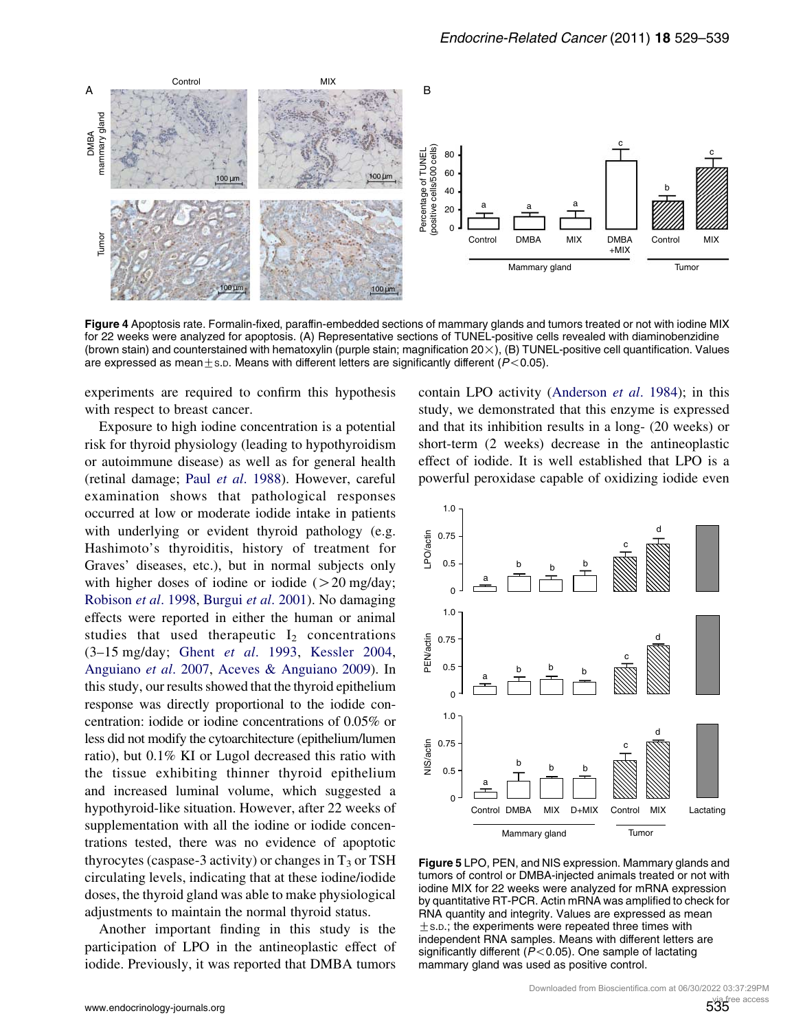**Figure 4** Apoptosis rate. Formalin-fixed, paraffin-embedded sections of mammary glands and tumors treated or not with iodine MIX for 22 weeks were analyzed for apoptosis. (A) Representative sections of TUNEL-positive cells revealed with diaminobenzidine (brown stain) and counterstained with hematoxylin (purple stain; magnification 20×), (B) TUNEL-positive cell quantification. Values are expressed as mean±S.D. Means with different letters are significantly different ($P<0.05$).

experiments are required to confirm this hypothesis with respect to breast cancer.

Exposure to high iodine concentration is a potential risk for thyroid physiology (leading to hypothyroidism or autoimmune disease) as well as for general health (retinal damage; Paul *et al*. 1988). However, careful examination shows that pathological responses occurred at low or moderate iodide intake in patients with underlying or evident thyroid pathology (e.g. Hashimoto's thyroiditis, history of treatment for Graves' diseases, etc.), but in normal subjects only with higher doses of iodine or iodide (>20 mg/day; Robison *et al*. 1998, Burgui *et al*. 2001). No damaging effects were reported in either the human or animal studies that used therapeutic $I_2$ concentrations (3–15 mg/day; Ghent *et al*. 1993, Kessler 2004, Anguiano *et al*. 2007, Aceves & Anguiano 2009). In this study, our results showed that the thyroid epithelium response was directly proportional to the iodide concentration: iodide or iodine concentrations of 0.05% or less did not modify the cytoarchitecture (epithelium/lumen ratio), but 0.1% KI or Lugol decreased this ratio with the tissue exhibiting thinner thyroid epithelium and increased luminal volume, which suggested a hypothyroid-like situation. However, after 22 weeks of supplementation with all the iodine or iodide concentrations tested, there was no evidence of apoptotic thyrocytes (caspase-3 activity) or changes in $T_3$ or TSH circulating levels, indicating that at these iodine/iodide doses, the thyroid gland was able to make physiological adjustments to maintain the normal thyroid status.

Another important finding in this study is the participation of LPO in the antineoplastic effect of iodide. Previously, it was reported that DMBA tumors contain LPO activity (Anderson *et al*. 1984); in this study, we demonstrated that this enzyme is expressed and that its inhibition results in a long- (20 weeks) or short-term (2 weeks) decrease in the antineoplastic effect of iodide. It is well established that LPO is a powerful peroxidase capable of oxidizing iodide even

**Figure 5** LPO, PEN, and NIS expression. Mammary glands and tumors of control or DMBA-injected animals treated or not with iodine MIX for 22 weeks were analyzed for mRNA expression by quantitative RT-PCR. Actin mRNA was amplified to check for RNA quantity and integrity. Values are expressed as mean ±S.D.; the experiments were repeated three times with independent RNA samples. Means with different letters are significantly different ($P<0.05$). One sample of lactating mammary gland was used as positive control.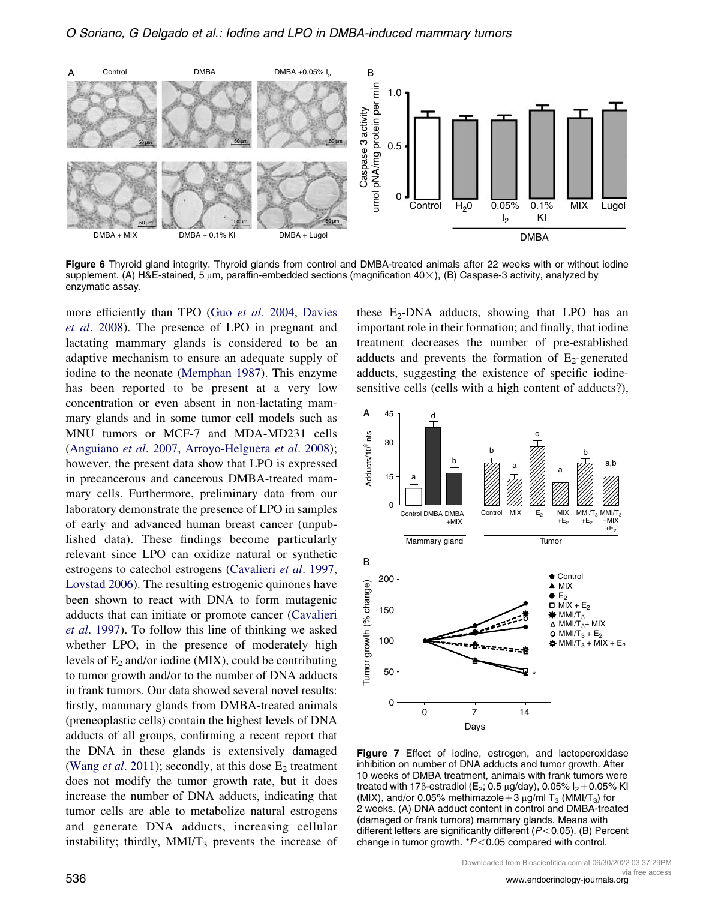Figure 6 Thyroid gland integrity. Thyroid glands from control and DMBA-treated animals after 22 weeks with or without iodine supplement. (A) H&E-stained, 5 μm, paraffin-embedded sections (magnification 40×), (B) Caspase-3 activity, analyzed by enzymatic assay.

more efficiently than TPO (Guo *et al*. 2004, Davies *et al*. 2008). The presence of LPO in pregnant and lactating mammary glands is considered to be an adaptive mechanism to ensure an adequate supply of iodine to the neonate (Memphan 1987). This enzyme has been reported to be present at a very low concentration or even absent in non-lactating mammary glands and in some tumor cell models such as MNU tumors or MCF-7 and MDA-MD231 cells (Anguiano *et al*. 2007, Arroyo-Helguera *et al*. 2008); however, the present data show that LPO is expressed in precancerous and cancerous DMBA-treated mammary cells. Furthermore, preliminary data from our laboratory demonstrate the presence of LPO in samples of early and advanced human breast cancer (unpublished data). These findings become particularly relevant since LPO can oxidize natural or synthetic estrogens to catechol estrogens (Cavalieri *et al*. 1997, Lovstad 2006). The resulting estrogenic quinones have been shown to react with DNA to form mutagenic adducts that can initiate or promote cancer (Cavalieri *et al*. 1997). To follow this line of thinking we asked whether LPO, in the presence of moderately high levels of $E_2$ and/or iodine (MIX), could be contributing to tumor growth and/or to the number of DNA adducts in frank tumors. Our data showed several novel results: firstly, mammary glands from DMBA-treated animals (preneoplastic cells) contain the highest levels of DNA adducts of all groups, confirming a recent report that the DNA in these glands is extensively damaged (Wang *et al*. 2011); secondly, at this dose $E_2$ treatment does not modify the tumor growth rate, but it does increase the number of DNA adducts, indicating that tumor cells are able to metabolize natural estrogens and generate DNA adducts, increasing cellular instability; thirdly, $MMI/T_3$ prevents the increase of these $E_2$-DNA adducts, showing that LPO has an important role in their formation; and finally, that iodine treatment decreases the number of pre-established adducts and prevents the formation of $E_2$-generated adducts, suggesting the existence of specific iodine-sensitive cells (cells with a high content of adducts?),

Figure 7 Effect of iodine, estrogen, and lactoperoxidase inhibition on number of DNA adducts and tumor growth. After 10 weeks of DMBA treatment, animals with frank tumors were treated with 17β-estradiol ($E_2$; 0.5 μg/day), 0.05% $I_2$ + 0.05% KI (MIX), and/or 0.05% methimazole + 3 μg/ml $T_3$ ($MMI/T_3$) for 2 weeks. (A) DNA adduct content in control and DMBA-treated (damaged or frank tumors) mammary glands. Means with different letters are significantly different ($P < 0.05$). (B) Percent change in tumor growth. \*$P < 0.05$ compared with control.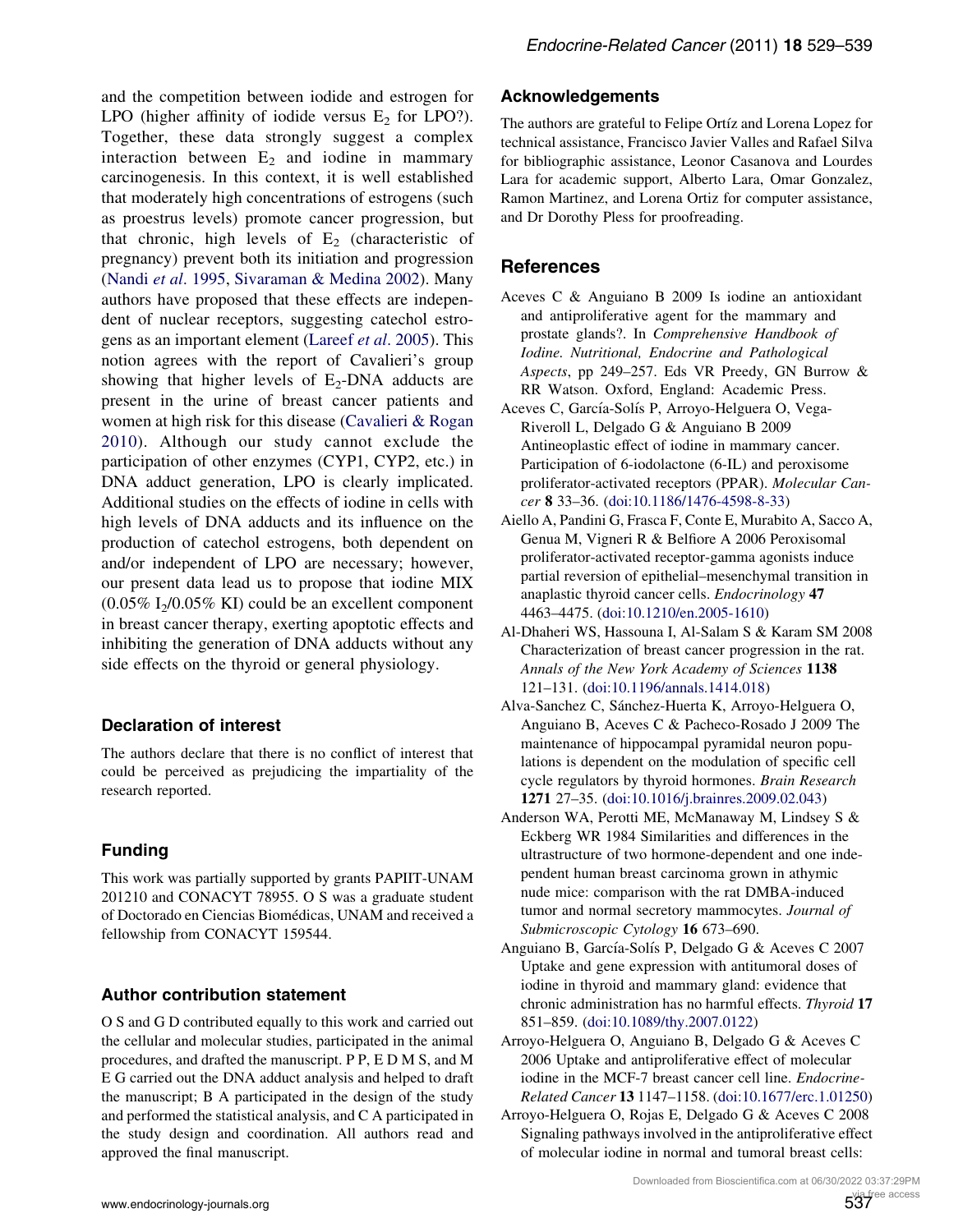and the competition between iodide and estrogen for LPO (higher affinity of iodide versus $E_2$ for LPO?). Together, these data strongly suggest a complex interaction between $E_2$ and iodine in mammary carcinogenesis. In this context, it is well established that moderately high concentrations of estrogens (such as proestrus levels) promote cancer progression, but that chronic, high levels of $E_2$ (characteristic of pregnancy) prevent both its initiation and progression (Nandi *et al*. 1995, Sivaraman & Medina 2002). Many authors have proposed that these effects are independent of nuclear receptors, suggesting catechol estrogens as an important element (Lareef *et al*. 2005). This notion agrees with the report of Cavalieri's group showing that higher levels of $E_2$-DNA adducts are present in the urine of breast cancer patients and women at high risk for this disease (Cavalieri & Rogan 2010). Although our study cannot exclude the participation of other enzymes (CYP1, CYP2, etc.) in DNA adduct generation, LPO is clearly implicated. Additional studies on the effects of iodine in cells with high levels of DNA adducts and its influence on the production of catechol estrogens, both dependent on and/or independent of LPO are necessary; however, our present data lead us to propose that iodine MIX (0.05% $I_2$/0.05% KI) could be an excellent component in breast cancer therapy, exerting apoptotic effects and inhibiting the generation of DNA adducts without any side effects on the thyroid or general physiology.

## Declaration of interest

The authors declare that there is no conflict of interest that could be perceived as prejudicing the impartiality of the research reported.

## Funding

This work was partially supported by grants PAPIIT-UNAM 201210 and CONACYT 78955. O S was a graduate student of Doctorado en Ciencias Biomédicas, UNAM and received a fellowship from CONACYT 159544.

## Author contribution statement

O S and G D contributed equally to this work and carried out the cellular and molecular studies, participated in the animal procedures, and drafted the manuscript. P P, E D M S, and M E G carried out the DNA adduct analysis and helped to draft the manuscript; B A participated in the design of the study and performed the statistical analysis, and C A participated in the study design and coordination. All authors read and approved the final manuscript.

## Acknowledgements

The authors are grateful to Felipe Ortíz and Lorena Lopez for technical assistance, Francisco Javier Valles and Rafael Silva for bibliographic assistance, Leonor Casanova and Lourdes Lara for academic support, Alberto Lara, Omar Gonzalez, Ramon Martinez, and Lorena Ortiz for computer assistance, and Dr Dorothy Pless for proofreading.

## References

Aceves C & Anguiano B 2009 Is iodine an antioxidant and antiproliferative agent for the mammary and prostate glands?. In *Comprehensive Handbook of Iodine. Nutritional, Endocrine and Pathological Aspects*, pp 249–257. Eds VR Preedy, GN Burrow & RR Watson. Oxford, England: Academic Press.

Aceves C, García-Solís P, Arroyo-Helguera O, Vega-Riveroll L, Delgado G & Anguiano B 2009 Antineoplastic effect of iodine in mammary cancer. Participation of 6-iodolactone (6-IL) and peroxisome proliferator-activated receptors (PPAR). *Molecular Cancer* **8** 33–36. (doi:10.1186/1476-4598-8-33)

Aiello A, Pandini G, Frasca F, Conte E, Murabito A, Sacco A, Genua M, Vigneri R & Belfiore A 2006 Peroxisomal proliferator-activated receptor-gamma agonists induce partial reversion of epithelial–mesenchymal transition in anaplastic thyroid cancer cells. *Endocrinology* **47** 4463–4475. (doi:10.1210/en.2005-1610)

Al-Dhaheri WS, Hassouna I, Al-Salam S & Karam SM 2008 Characterization of breast cancer progression in the rat. *Annals of the New York Academy of Sciences* **1138** 121–131. (doi:10.1196/annals.1414.018)

Alva-Sanchez C, Sánchez-Huerta K, Arroyo-Helguera O, Anguiano B, Aceves C & Pacheco-Rosado J 2009 The maintenance of hippocampal pyramidal neuron populations is dependent on the modulation of specific cell cycle regulators by thyroid hormones. *Brain Research* **1271** 27–35. (doi:10.1016/j.brainres.2009.02.043)

Anderson WA, Perotti ME, McManaway M, Lindsey S & Eckberg WR 1984 Similarities and differences in the ultrastructure of two hormone-dependent and one independent human breast carcinoma grown in athymic nude mice: comparison with the rat DMBA-induced tumor and normal secretory mammocytes. *Journal of Submicroscopic Cytology* **16** 673–690.

Anguiano B, García-Solís P, Delgado G & Aceves C 2007 Uptake and gene expression with antitumoral doses of iodine in thyroid and mammary gland: evidence that chronic administration has no harmful effects. *Thyroid* **17** 851–859. (doi:10.1089/thy.2007.0122)

Arroyo-Helguera O, Anguiano B, Delgado G & Aceves C 2006 Uptake and antiproliferative effect of molecular iodine in the MCF-7 breast cancer cell line. *Endocrine-Related Cancer* **13** 1147–1158. (doi:10.1677/erc.1.01250)

Arroyo-Helguera O, Rojas E, Delgado G & Aceves C 2008 Signaling pathways involved in the antiproliferative effect of molecular iodine in normal and tumoral breast cells: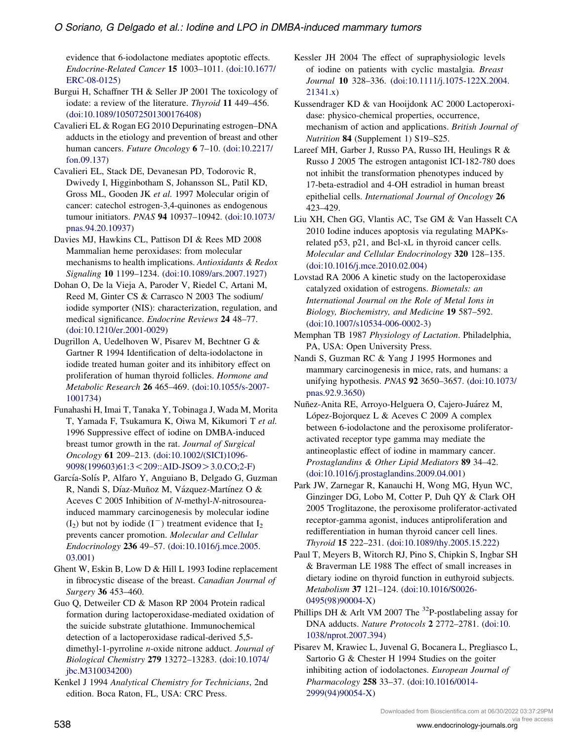evidence that 6-iodolactone mediates apoptotic effects. *Endocrine-Related Cancer* **15** 1003–1011. (doi:10.1677/ERC-08-0125)

Burgui H, Schaffner TH & Seller JP 2001 The toxicology of iodate: a review of the literature. *Thyroid* **11** 449–456. (doi:10.1089/105072501300176408)

Cavalieri EL & Rogan EG 2010 Depurinating estrogen–DNA adducts in the etiology and prevention of breast and other human cancers. *Future Oncology* **6** 7–10. (doi:10.2217/fon.09.137)

Cavalieri EL, Stack DE, Devanesan PD, Todorovic R, Dwivedy I, Higginbotham S, Johansson SL, Patil KD, Gross ML, Gooden JK *et al.* 1997 Molecular origin of cancer: catechol estrogen-3,4-quinones as endogenous tumour initiators. *PNAS* **94** 10937–10942. (doi:10.1073/pnas.94.20.10937)

Davies MJ, Hawkins CL, Pattison DI & Rees MD 2008 Mammalian heme peroxidases: from molecular mechanisms to health implications. *Antioxidants & Redox Signaling* **10** 1199–1234. (doi:10.1089/ars.2007.1927)

Dohan O, De la Vieja A, Paroder V, Riedel C, Artani M, Reed M, Ginter CS & Carrasco N 2003 The sodium/iodide symporter (NIS): characterization, regulation, and medical significance. *Endocrine Reviews* **24** 48–77. (doi:10.1210/er.2001-0029)

Dugrillon A, Uedelhoven W, Pisarev M, Bechtner G & Gartner R 1994 Identification of delta-iodolactone in iodide treated human goiter and its inhibitory effect on proliferation of human thyroid follicles. *Hormone and Metabolic Research* **26** 465–469. (doi:10.1055/s-2007-1001734)

Funahashi H, Imai T, Tanaka Y, Tobinaga J, Wada M, Morita T, Yamada F, Tsukamura K, Oiwa M, Kikumori T *et al.* 1996 Suppressive effect of iodine on DMBA-induced breast tumor growth in the rat. *Journal of Surgical Oncology* **61** 209–213. (doi:10.1002/(SICI)1096-9098(199603)61:3<209::AID-JSO9>3.0.CO;2-F)

García-Solís P, Alfaro Y, Anguiano B, Delgado G, Guzman R, Nandi S, Díaz-Muñoz M, Vázquez-Martínez O & Aceves C 2005 Inhibition of *N*-methyl-*N*-nitrosourea-induced mammary carcinogenesis by molecular iodine ($I_2$) but not by iodide ($I^-$) treatment evidence that $I_2$ prevents cancer promotion. *Molecular and Cellular Endocrinology* **236** 49–57. (doi:10.1016/j.mce.2005.03.001)

Ghent W, Eskin B, Low D & Hill L 1993 Iodine replacement in fibrocystic disease of the breast. *Canadian Journal of Surgery* **36** 453–460.

Guo Q, Detweiler CD & Mason RP 2004 Protein radical formation during lactoperoxidase-mediated oxidation of the suicide substrate glutathione. Immunochemical detection of a lactoperoxidase radical-derived 5,5-dimethyl-1-pyrroline *n*-oxide nitrone adduct. *Journal of Biological Chemistry* **279** 13272–13283. (doi:10.1074/jbc.M310034200)

Kenkel J 1994 *Analytical Chemistry for Technicians*, 2nd edition. Boca Raton, FL, USA: CRC Press.

Kessler JH 2004 The effect of supraphysiologic levels of iodine on patients with cyclic mastalgia. *Breast Journal* **10** 328–336. (doi:10.1111/j.1075-122X.2004.21341.x)

Kussendrager KD & van Hooijdonk AC 2000 Lactoperoxidase: physico-chemical properties, occurrence, mechanism of action and applications. *British Journal of Nutrition* **84** (Supplement 1) S19–S25.

Lareef MH, Garber J, Russo PA, Russo IH, Heulings R & Russo J 2005 The estrogen antagonist ICI-182-780 does not inhibit the transformation phenotypes induced by 17-beta-estradiol and 4-OH estradiol in human breast epithelial cells. *International Journal of Oncology* **26** 423–429.

Liu XH, Chen GG, Vlantis AC, Tse GM & Van Hasselt CA 2010 Iodine induces apoptosis via regulating MAPKs-related p53, p21, and Bcl-xL in thyroid cancer cells. *Molecular and Cellular Endocrinology* **320** 128–135. (doi:10.1016/j.mce.2010.02.004)

Lovstad RA 2006 A kinetic study on the lactoperoxidase catalyzed oxidation of estrogens. *Biometals: an International Journal on the Role of Metal Ions in Biology, Biochemistry, and Medicine* **19** 587–592. (doi:10.1007/s10534-006-0002-3)

Memphan TB 1987 *Physiology of Lactation*. Philadelphia, PA, USA: Open University Press.

Nandi S, Guzman RC & Yang J 1995 Hormones and mammary carcinogenesis in mice, rats, and humans: a unifying hypothesis. *PNAS* **92** 3650–3657. (doi:10.1073/pnas.92.9.3650)

Nuñez-Anita RE, Arroyo-Helguera O, Cajero-Juárez M, López-Bojorquez L & Aceves C 2009 A complex between 6-iodolactone and the peroxisome proliferator-activated receptor type gamma may mediate the antineoplastic effect of iodine in mammary cancer. *Prostaglandins & Other Lipid Mediators* **89** 34–42. (doi:10.1016/j.prostaglandins.2009.04.001)

Park JW, Zarnegar R, Kanauchi H, Wong MG, Hyun WC, Ginzinger DG, Lobo M, Cotter P, Duh QY & Clark OH 2005 Troglitazone, the peroxisome proliferator-activated receptor-gamma agonist, induces antiproliferation and redifferentiation in human thyroid cancer cell lines. *Thyroid* **15** 222–231. (doi:10.1089/thy.2005.15.222)

Paul T, Meyers B, Witorch RJ, Pino S, Chipkin S, Ingbar SH & Braverman LE 1988 The effect of small increases in dietary iodine on thyroid function in euthyroid subjects. *Metabolism* **37** 121–124. (doi:10.1016/S0026-0495(98)90004-X)

Phillips DH & Arlt VM 2007 The $^{32}$P-postlabeling assay for DNA adducts. *Nature Protocols* **2** 2772–2781. (doi:10.1038/nprot.2007.394)

Pisarev M, Krawiec L, Juvenal G, Bocanera L, Pregliasco L, Sartorio G & Chester H 1994 Studies on the goiter inhibiting action of iodolactones. *European Journal of Pharmacology* **258** 33–37. (doi:10.1016/0014-2999(94)90054-X)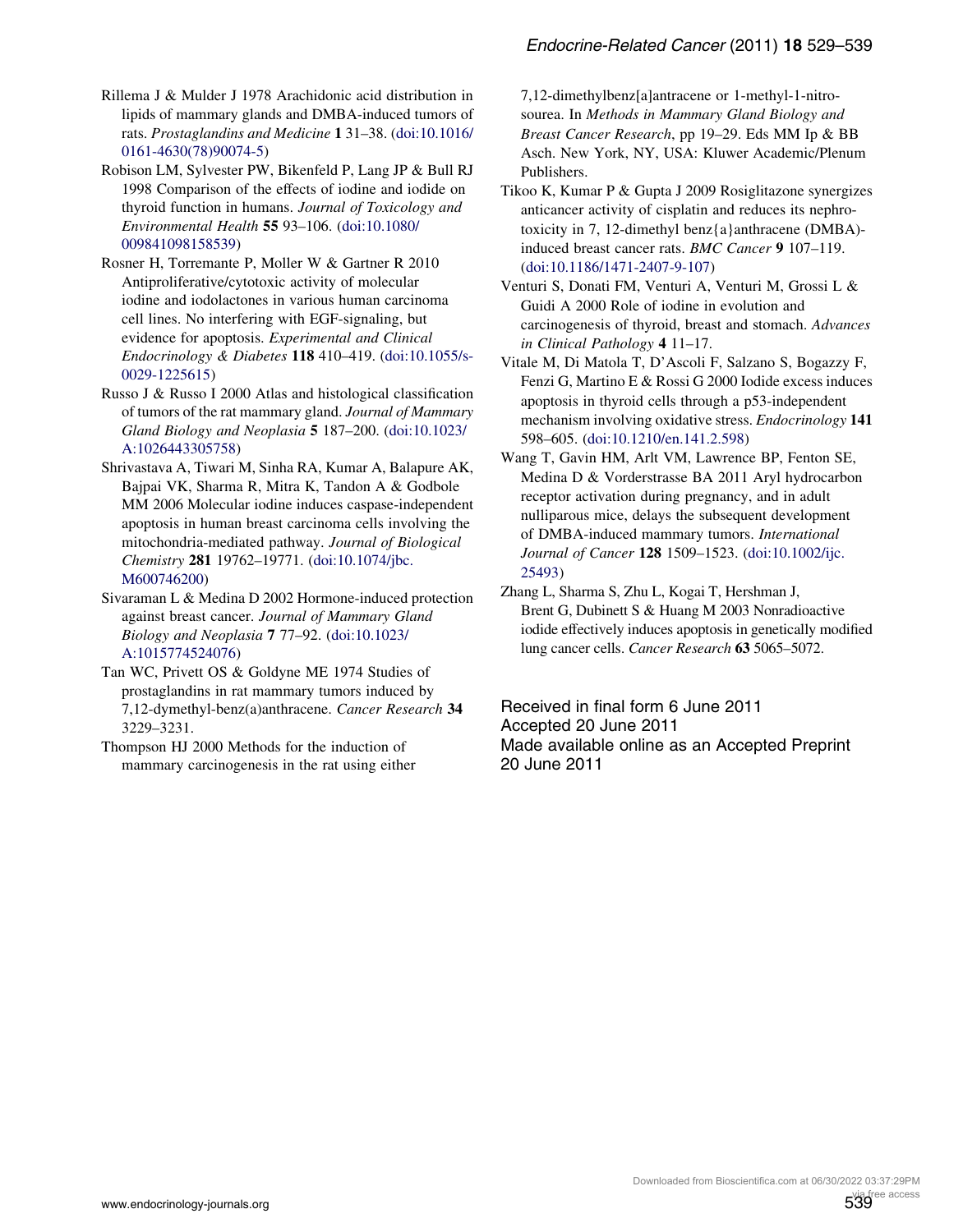Rillema J & Mulder J 1978 Arachidonic acid distribution in lipids of mammary glands and DMBA-induced tumors of rats. *Prostaglandins and Medicine* **1** 31–38. (doi:10.1016/0161-4630(78)90074-5)

Robison LM, Sylvester PW, Bikenfeld P, Lang JP & Bull RJ 1998 Comparison of the effects of iodine and iodide on thyroid function in humans. *Journal of Toxicology and Environmental Health* **55** 93–106. (doi:10.1080/009841098158539)

Rosner H, Torremante P, Moller W & Gartner R 2010 Antiproliferative/cytotoxic activity of molecular iodine and iodolactones in various human carcinoma cell lines. No interfering with EGF-signaling, but evidence for apoptosis. *Experimental and Clinical Endocrinology & Diabetes* **118** 410–419. (doi:10.1055/s-0029-1225615)

Russo J & Russo I 2000 Atlas and histological classification of tumors of the rat mammary gland. *Journal of Mammary Gland Biology and Neoplasia* **5** 187–200. (doi:10.1023/A:1026443305758)

Shrivastava A, Tiwari M, Sinha RA, Kumar A, Balapure AK, Bajpai VK, Sharma R, Mitra K, Tandon A & Godbole MM 2006 Molecular iodine induces caspase-independent apoptosis in human breast carcinoma cells involving the mitochondria-mediated pathway. *Journal of Biological Chemistry* **281** 19762–19771. (doi:10.1074/jbc.M600746200)

Sivaraman L & Medina D 2002 Hormone-induced protection against breast cancer. *Journal of Mammary Gland Biology and Neoplasia* **7** 77–92. (doi:10.1023/A:1015774524076)

Tan WC, Privett OS & Goldyne ME 1974 Studies of prostaglandins in rat mammary tumors induced by 7,12-dymethyl-benz(a)anthracene. *Cancer Research* **34** 3229–3231.

Thompson HJ 2000 Methods for the induction of mammary carcinogenesis in the rat using either 7,12-dimethylbenz[a]antracene or 1-methyl-1-nitrosourea. In *Methods in Mammary Gland Biology and Breast Cancer Research*, pp 19–29. Eds MM Ip & BB Asch. New York, NY, USA: Kluwer Academic/Plenum Publishers.

Tikoo K, Kumar P & Gupta J 2009 Rosiglitazone synergizes anticancer activity of cisplatin and reduces its nephrotoxicity in 7, 12-dimethyl benz{a}anthracene (DMBA)-induced breast cancer rats. *BMC Cancer* **9** 107–119. (doi:10.1186/1471-2407-9-107)

Venturi S, Donati FM, Venturi A, Venturi M, Grossi L & Guidi A 2000 Role of iodine in evolution and carcinogenesis of thyroid, breast and stomach. *Advances in Clinical Pathology* **4** 11–17.

Vitale M, Di Matola T, D'Ascoli F, Salzano S, Bogazzy F, Fenzi G, Martino E & Rossi G 2000 Iodide excess induces apoptosis in thyroid cells through a p53-independent mechanism involving oxidative stress. *Endocrinology* **141** 598–605. (doi:10.1210/en.141.2.598)

Wang T, Gavin HM, Arlt VM, Lawrence BP, Fenton SE, Medina D & Vorderstrasse BA 2011 Aryl hydrocarbon receptor activation during pregnancy, and in adult nulliparous mice, delays the subsequent development of DMBA-induced mammary tumors. *International Journal of Cancer* **128** 1509–1523. (doi:10.1002/ijc.25493)

Zhang L, Sharma S, Zhu L, Kogai T, Hershman J, Brent G, Dubinett S & Huang M 2003 Nonradioactive iodide effectively induces apoptosis in genetically modified lung cancer cells. *Cancer Research* **63** 5065–5072.

Received in final form 6 June 2011
Accepted 20 June 2011
Made available online as an Accepted Preprint 20 June 2011